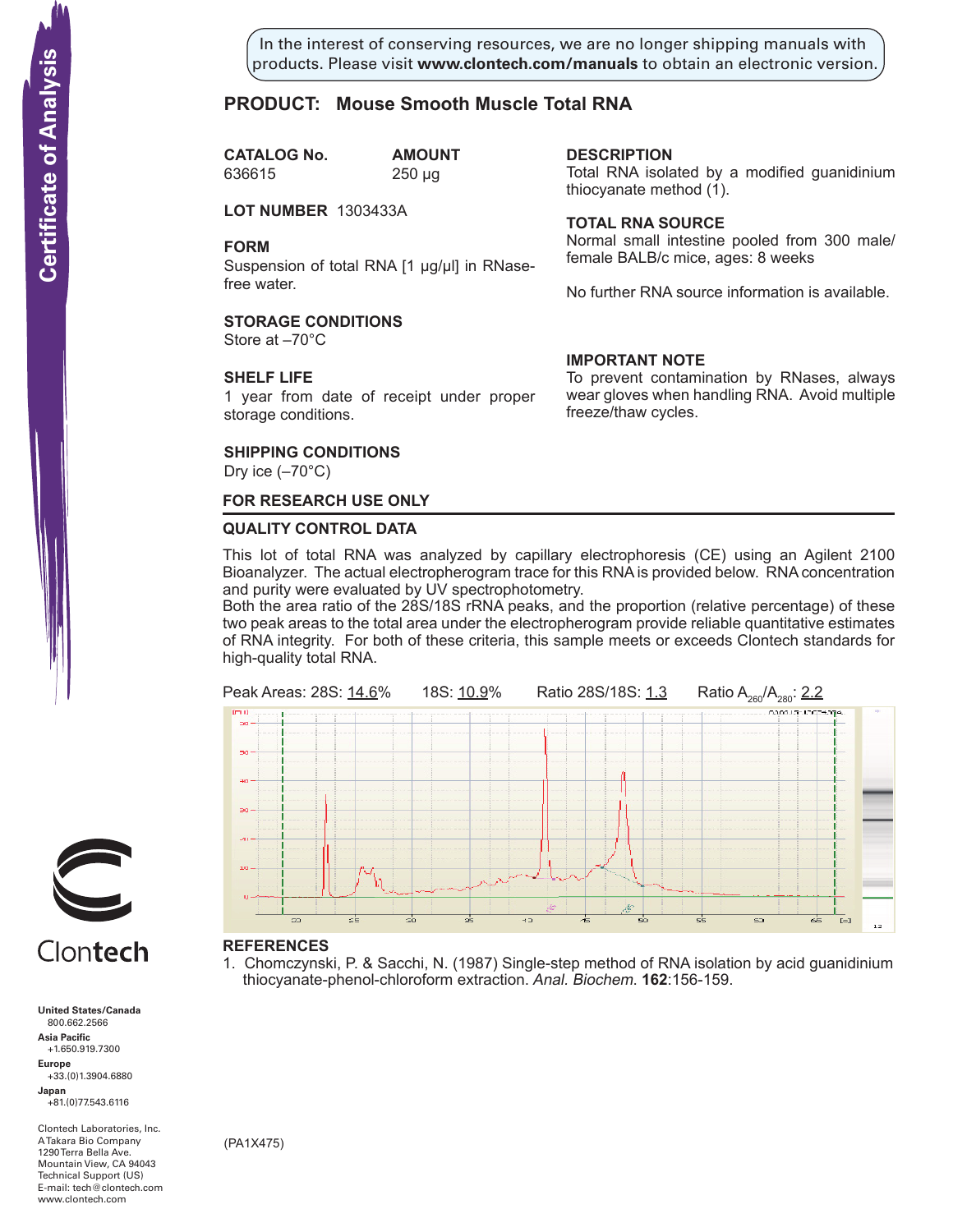In the interest of conserving resources, we are no longer shipping manuals with products. Please visit **www.clontech.com/manuals** to obtain an electronic version.

# PRODUCT: Mouse Smooth Muscle Total RNA

**CATALOG No.**
636615

**AMOUNT**
250 µg

**LOT NUMBER** 1303433A

**FORM**
Suspension of total RNA [1 µg/µl] in RNase-free water.

**STORAGE CONDITIONS**
Store at –70°C

**SHELF LIFE**
1 year from date of receipt under proper storage conditions.

**SHIPPING CONDITIONS**
Dry ice (–70°C)

**DESCRIPTION**
Total RNA isolated by a modified guanidinium thiocyanate method (1).

**TOTAL RNA SOURCE**
Normal small intestine pooled from 300 male/female BALB/c mice, ages: 8 weeks

No further RNA source information is available.

**IMPORTANT NOTE**
To prevent contamination by RNases, always wear gloves when handling RNA. Avoid multiple freeze/thaw cycles.

## FOR RESEARCH USE ONLY

## QUALITY CONTROL DATA

This lot of total RNA was analyzed by capillary electrophoresis (CE) using an Agilent 2100 Bioanalyzer. The actual electropherogram trace for this RNA is provided below. RNA concentration and purity were evaluated by UV spectrophotometry.
Both the area ratio of the 28S/18S rRNA peaks, and the proportion (relative percentage) of these two peak areas to the total area under the electropherogram provide reliable quantitative estimates of RNA integrity. For both of these criteria, this sample meets or exceeds Clontech standards for high-quality total RNA.

Peak Areas: 28S: 14.6% 18S: 10.9% Ratio 28S/18S: 1.3 Ratio $A_{260}/A_{280}$: 2.2

## REFERENCES

1. Chomczynski, P. & Sacchi, N. (1987) Single-step method of RNA isolation by acid guanidinium thiocyanate-phenol-chloroform extraction. *Anal. Biochem.* **162**:156-159.

(PA1X475)

**United States/Canada**
800.662.2566
**Asia Pacific**
+1.650.919.7300
**Europe**
+33.(0)1.3904.6880
**Japan**
+81.(0)77.543.6116

Clontech Laboratories, Inc.
A Takara Bio Company
1290 Terra Bella Ave.
Mountain View, CA 94043
Technical Support (US)
E-mail: tech@clontech.com
www.clontech.com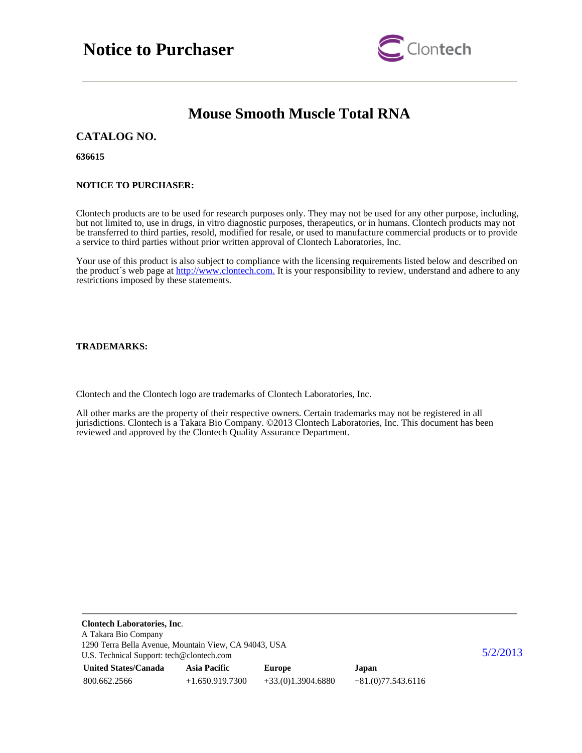# Notice to Purchaser

## Mouse Smooth Muscle Total RNA

### CATALOG NO.

**636615**

**NOTICE TO PURCHASER:**

Clontech products are to be used for research purposes only. They may not be used for any other purpose, including, but not limited to, use in drugs, in vitro diagnostic purposes, therapeutics, or in humans. Clontech products may not be transferred to third parties, resold, modified for resale, or used to manufacture commercial products or to provide a service to third parties without prior written approval of Clontech Laboratories, Inc.

Your use of this product is also subject to compliance with the licensing requirements listed below and described on the product´s web page at http://www.clontech.com. It is your responsibility to review, understand and adhere to any restrictions imposed by these statements.

**TRADEMARKS:**

Clontech and the Clontech logo are trademarks of Clontech Laboratories, Inc.

All other marks are the property of their respective owners. Certain trademarks may not be registered in all jurisdictions. Clontech is a Takara Bio Company. ©2013 Clontech Laboratories, Inc. This document has been reviewed and approved by the Clontech Quality Assurance Department.

**Clontech Laboratories, Inc.**
A Takara Bio Company
1290 Terra Bella Avenue, Mountain View, CA 94043, USA
U.S. Technical Support: tech@clontech.com

5/2/2013

| United States/Canada | Asia Pacific | Europe | Japan |
|---|---|---|---|
| 800.662.2566 | +1.650.919.7300 | +33.(0)1.3904.6880 | +81.(0)77.543.6116 |